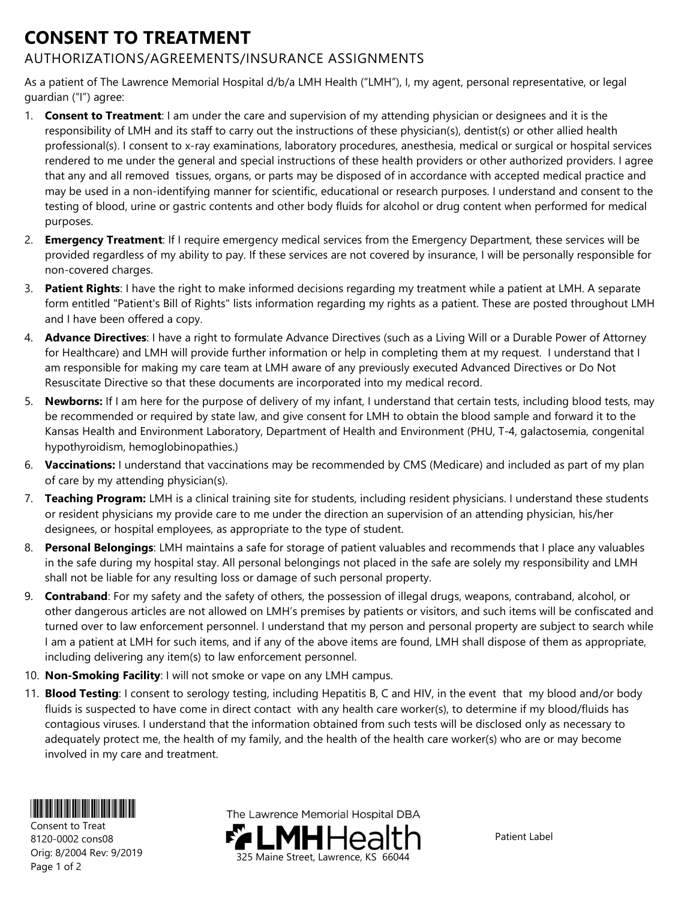# CONSENT TO TREATMENT

## AUTHORIZATIONS/AGREEMENTS/INSURANCE ASSIGNMENTS

As a patient of The Lawrence Memorial Hospital d/b/a LMH Health ("LMH"), I, my agent, personal representative, or legal guardian ("I") agree:

1. **Consent to Treatment**: I am under the care and supervision of my attending physician or designees and it is the responsibility of LMH and its staff to carry out the instructions of these physician(s), dentist(s) or other allied health professional(s). I consent to x-ray examinations, laboratory procedures, anesthesia, medical or surgical or hospital services rendered to me under the general and special instructions of these health providers or other authorized providers. I agree that any and all removed tissues, organs, or parts may be disposed of in accordance with accepted medical practice and may be used in a non-identifying manner for scientific, educational or research purposes. I understand and consent to the testing of blood, urine or gastric contents and other body fluids for alcohol or drug content when performed for medical purposes.
2. **Emergency Treatment**: If I require emergency medical services from the Emergency Department, these services will be provided regardless of my ability to pay. If these services are not covered by insurance, I will be personally responsible for non-covered charges.
3. **Patient Rights**: I have the right to make informed decisions regarding my treatment while a patient at LMH. A separate form entitled "Patient's Bill of Rights" lists information regarding my rights as a patient. These are posted throughout LMH and I have been offered a copy.
4. **Advance Directives**: I have a right to formulate Advance Directives (such as a Living Will or a Durable Power of Attorney for Healthcare) and LMH will provide further information or help in completing them at my request. I understand that I am responsible for making my care team at LMH aware of any previously executed Advanced Directives or Do Not Resuscitate Directive so that these documents are incorporated into my medical record.
5. **Newborns:** If I am here for the purpose of delivery of my infant, I understand that certain tests, including blood tests, may be recommended or required by state law, and give consent for LMH to obtain the blood sample and forward it to the Kansas Health and Environment Laboratory, Department of Health and Environment (PHU, T-4, galactosemia, congenital hypothyroidism, hemoglobinopathies.)
6. **Vaccinations:** I understand that vaccinations may be recommended by CMS (Medicare) and included as part of my plan of care by my attending physician(s).
7. **Teaching Program:** LMH is a clinical training site for students, including resident physicians. I understand these students or resident physicians my provide care to me under the direction an supervision of an attending physician, his/her designees, or hospital employees, as appropriate to the type of student.
8. **Personal Belongings**: LMH maintains a safe for storage of patient valuables and recommends that I place any valuables in the safe during my hospital stay. All personal belongings not placed in the safe are solely my responsibility and LMH shall not be liable for any resulting loss or damage of such personal property.
9. **Contraband**: For my safety and the safety of others, the possession of illegal drugs, weapons, contraband, alcohol, or other dangerous articles are not allowed on LMH's premises by patients or visitors, and such items will be confiscated and turned over to law enforcement personnel. I understand that my person and personal property are subject to search while I am a patient at LMH for such items, and if any of the above items are found, LMH shall dispose of them as appropriate, including delivering any item(s) to law enforcement personnel.
10. **Non-Smoking Facility**: I will not smoke or vape on any LMH campus.
11. **Blood Testing**: I consent to serology testing, including Hepatitis B, C and HIV, in the event that my blood and/or body fluids is suspected to have come in direct contact with any health care worker(s), to determine if my blood/fluids has contagious viruses. I understand that the information obtained from such tests will be disclosed only as necessary to adequately protect me, the health of my family, and the health of the health care worker(s) who are or may become involved in my care and treatment.

Consent to Treat
8120-0002 cons08
Orig: 8/2004 Rev: 9/2019

The Lawrence Memorial Hospital DBA
LMH Health
325 Maine Street, Lawrence, KS 66044

Patient Label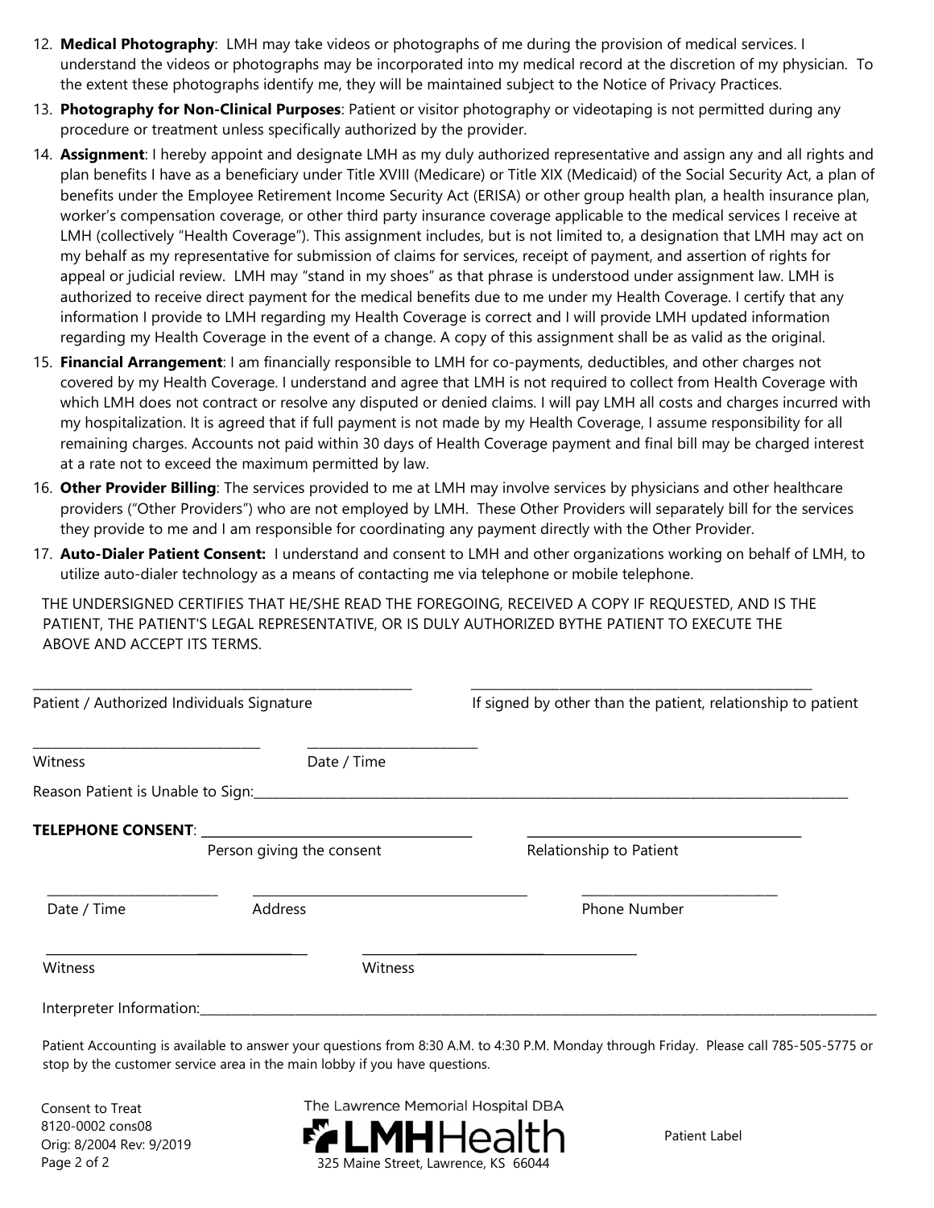12. **Medical Photography**: LMH may take videos or photographs of me during the provision of medical services. I understand the videos or photographs may be incorporated into my medical record at the discretion of my physician. To the extent these photographs identify me, they will be maintained subject to the Notice of Privacy Practices.
13. **Photography for Non-Clinical Purposes**: Patient or visitor photography or videotaping is not permitted during any procedure or treatment unless specifically authorized by the provider.
14. **Assignment**: I hereby appoint and designate LMH as my duly authorized representative and assign any and all rights and plan benefits I have as a beneficiary under Title XVIII (Medicare) or Title XIX (Medicaid) of the Social Security Act, a plan of benefits under the Employee Retirement Income Security Act (ERISA) or other group health plan, a health insurance plan, worker's compensation coverage, or other third party insurance coverage applicable to the medical services I receive at LMH (collectively "Health Coverage"). This assignment includes, but is not limited to, a designation that LMH may act on my behalf as my representative for submission of claims for services, receipt of payment, and assertion of rights for appeal or judicial review. LMH may "stand in my shoes" as that phrase is understood under assignment law. LMH is authorized to receive direct payment for the medical benefits due to me under my Health Coverage. I certify that any information I provide to LMH regarding my Health Coverage is correct and I will provide LMH updated information regarding my Health Coverage in the event of a change. A copy of this assignment shall be as valid as the original.
15. **Financial Arrangement**: I am financially responsible to LMH for co-payments, deductibles, and other charges not covered by my Health Coverage. I understand and agree that LMH is not required to collect from Health Coverage with which LMH does not contract or resolve any disputed or denied claims. I will pay LMH all costs and charges incurred with my hospitalization. It is agreed that if full payment is not made by my Health Coverage, I assume responsibility for all remaining charges. Accounts not paid within 30 days of Health Coverage payment and final bill may be charged interest at a rate not to exceed the maximum permitted by law.
16. **Other Provider Billing**: The services provided to me at LMH may involve services by physicians and other healthcare providers ("Other Providers") who are not employed by LMH. These Other Providers will separately bill for the services they provide to me and I am responsible for coordinating any payment directly with the Other Provider.
17. **Auto-Dialer Patient Consent:** I understand and consent to LMH and other organizations working on behalf of LMH, to utilize auto-dialer technology as a means of contacting me via telephone or mobile telephone.

THE UNDERSIGNED CERTIFIES THAT HE/SHE READ THE FOREGOING, RECEIVED A COPY IF REQUESTED, AND IS THE PATIENT, THE PATIENT'S LEGAL REPRESENTATIVE, OR IS DULY AUTHORIZED BYTHE PATIENT TO EXECUTE THE ABOVE AND ACCEPT ITS TERMS.

______________________________ Patient / Authorized Individuals Signature

______________________________ If signed by other than the patient, relationship to patient

______________________________ Witness

______________________________ Date / Time

Reason Patient is Unable to Sign:______________________________

**TELEPHONE CONSENT**: ______________________________ Person giving the consent

______________________________ Relationship to Patient

______________________________ Date / Time

______________________________ Address

______________________________ Phone Number

______________________________ Witness

______________________________ Witness

Interpreter Information:______________________________

Patient Accounting is available to answer your questions from 8:30 A.M. to 4:30 P.M. Monday through Friday. Please call 785-505-5775 or stop by the customer service area in the main lobby if you have questions.

Consent to Treat
8120-0002 cons08
Orig: 8/2004 Rev: 9/2019

The Lawrence Memorial Hospital DBA
LMHHealth
325 Maine Street, Lawrence, KS 66044

Patient Label